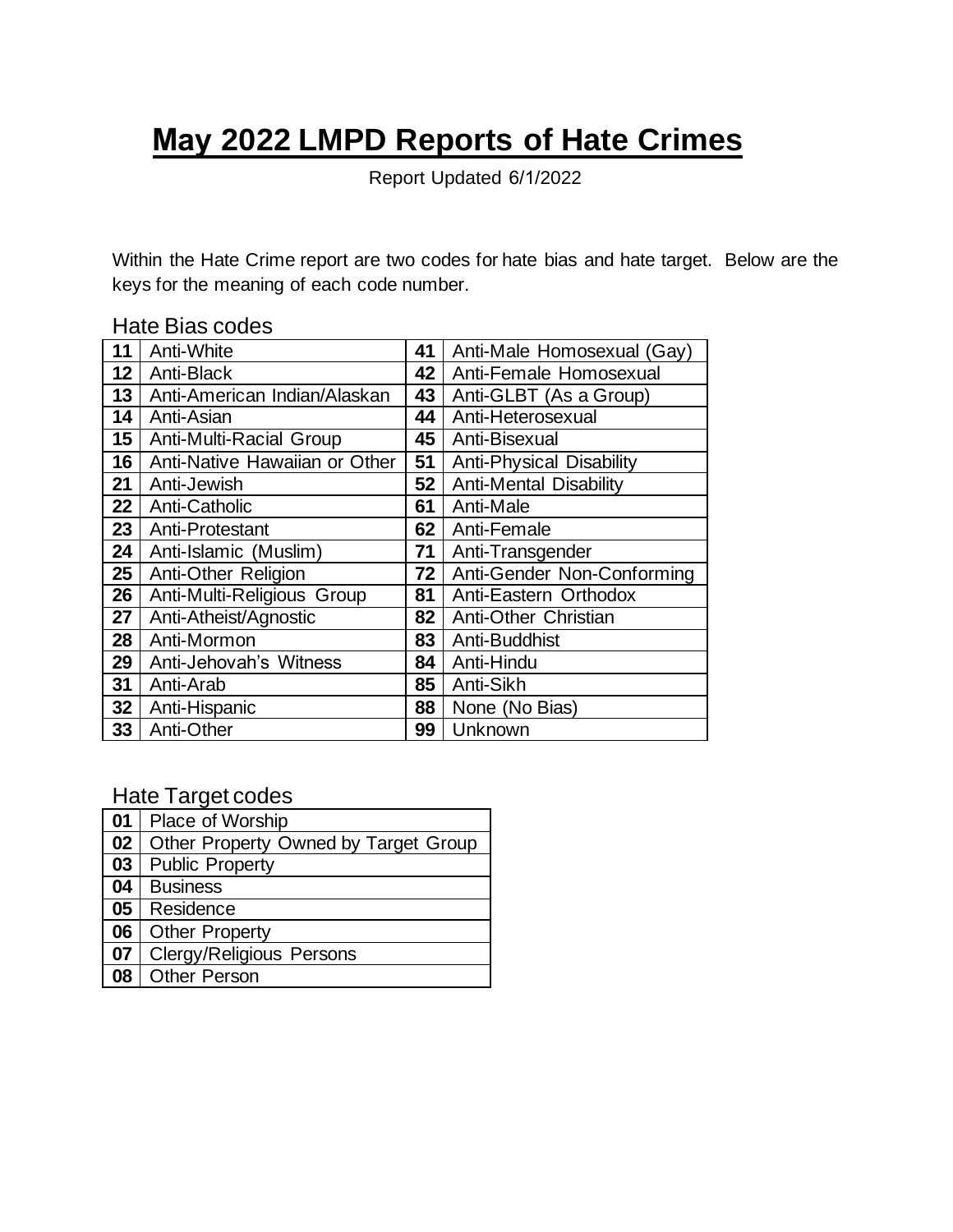# May 2022 LMPD Reports of Hate Crimes

Report Updated 6/1/2022

Within the Hate Crime report are two codes for hate bias and hate target. Below are the keys for the meaning of each code number.

Hate Bias codes

| | | | |
|---|---|---|---|
| **11** | Anti-White | **41** | Anti-Male Homosexual (Gay) |
| **12** | Anti-Black | **42** | Anti-Female Homosexual |
| **13** | Anti-American Indian/Alaskan | **43** | Anti-GLBT (As a Group) |
| **14** | Anti-Asian | **44** | Anti-Heterosexual |
| **15** | Anti-Multi-Racial Group | **45** | Anti-Bisexual |
| **16** | Anti-Native Hawaiian or Other | **51** | Anti-Physical Disability |
| **21** | Anti-Jewish | **52** | Anti-Mental Disability |
| **22** | Anti-Catholic | **61** | Anti-Male |
| **23** | Anti-Protestant | **62** | Anti-Female |
| **24** | Anti-Islamic (Muslim) | **71** | Anti-Transgender |
| **25** | Anti-Other Religion | **72** | Anti-Gender Non-Conforming |
| **26** | Anti-Multi-Religious Group | **81** | Anti-Eastern Orthodox |
| **27** | Anti-Atheist/Agnostic | **82** | Anti-Other Christian |
| **28** | Anti-Mormon | **83** | Anti-Buddhist |
| **29** | Anti-Jehovah's Witness | **84** | Anti-Hindu |
| **31** | Anti-Arab | **85** | Anti-Sikh |
| **32** | Anti-Hispanic | **88** | None (No Bias) |
| **33** | Anti-Other | **99** | Unknown |

Hate Target codes

| | |
|---|---|
| **01** | Place of Worship |
| **02** | Other Property Owned by Target Group |
| **03** | Public Property |
| **04** | Business |
| **05** | Residence |
| **06** | Other Property |
| **07** | Clergy/Religious Persons |
| **08** | Other Person |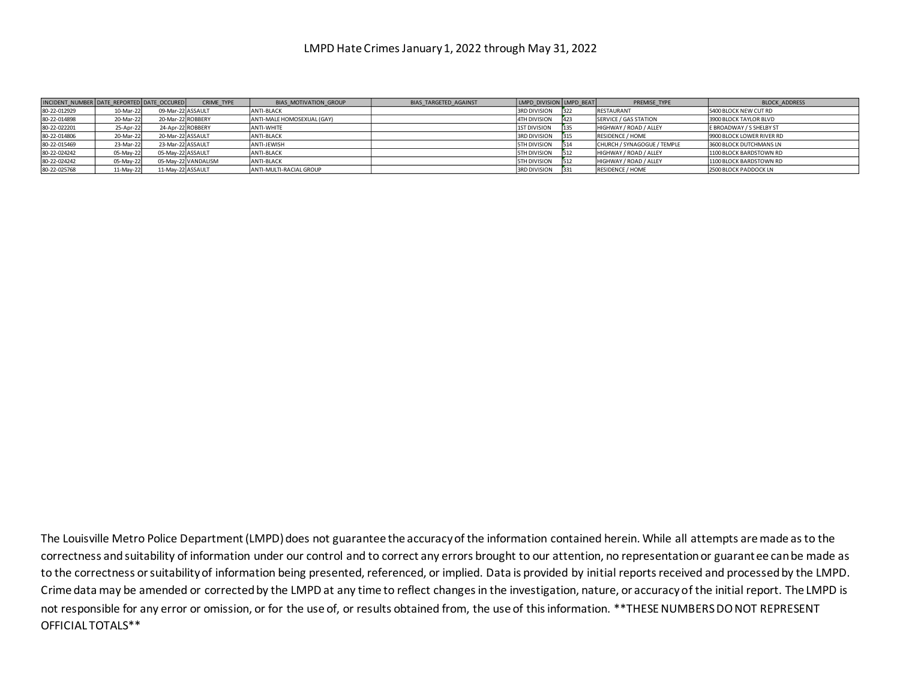LMPD Hate Crimes January 1, 2022 through May 31, 2022

| INCIDENT_NUMBER | DATE_REPORTED | DATE_OCCURED | CRIME_TYPE | BIAS_MOTIVATION_GROUP | BIAS_TARGETED_AGAINST | LMPD_DIVISION | LMPD_BEAT | PREMISE_TYPE | BLOCK_ADDRESS |
|---|---|---|---|---|---|---|---|---|---|
| 80-22-012929 | 10-Mar-22 | 09-Mar-22 | ASSAULT | ANTI-BLACK | | 3RD DIVISION | 322 | RESTAURANT | 5400 BLOCK NEW CUT RD |
| 80-22-014898 | 20-Mar-22 | 20-Mar-22 | ROBBERY | ANTI-MALE HOMOSEXUAL (GAY) | | 4TH DIVISION | 423 | SERVICE / GAS STATION | 3900 BLOCK TAYLOR BLVD |
| 80-22-022201 | 25-Apr-22 | 24-Apr-22 | ROBBERY | ANTI-WHITE | | 1ST DIVISION | 135 | HIGHWAY / ROAD / ALLEY | E BROADWAY / S SHELBY ST |
| 80-22-014806 | 20-Mar-22 | 20-Mar-22 | ASSAULT | ANTI-BLACK | | 3RD DIVISION | 315 | RESIDENCE / HOME | 9900 BLOCK LOWER RIVER RD |
| 80-22-015469 | 23-Mar-22 | 23-Mar-22 | ASSAULT | ANTI-JEWISH | | 5TH DIVISION | 514 | CHURCH / SYNAGOGUE / TEMPLE | 3600 BLOCK DUTCHMANS LN |
| 80-22-024242 | 05-May-22 | 05-May-22 | ASSAULT | ANTI-BLACK | | 5TH DIVISION | 512 | HIGHWAY / ROAD / ALLEY | 1100 BLOCK BARDSTOWN RD |
| 80-22-024242 | 05-May-22 | 05-May-22 | VANDALISM | ANTI-BLACK | | 5TH DIVISION | 512 | HIGHWAY / ROAD / ALLEY | 1100 BLOCK BARDSTOWN RD |
| 80-22-025768 | 11-May-22 | 11-May-22 | ASSAULT | ANTI-MULTI-RACIAL GROUP | | 3RD DIVISION | 331 | RESIDENCE / HOME | 2500 BLOCK PADDOCK LN |

The Louisville Metro Police Department (LMPD) does not guarantee the accuracy of the information contained herein. While all attempts are made as to the correctness and suitability of information under our control and to correct any errors brought to our attention, no representation or guarantee can be made as to the correctness or suitability of information being presented, referenced, or implied. Data is provided by initial reports received and processed by the LMPD. Crime data may be amended or corrected by the LMPD at any time to reflect changes in the investigation, nature, or accuracy of the initial report. The LMPD is not responsible for any error or omission, or for the use of, or results obtained from, the use of this information. **THESE NUMBERS DO NOT REPRESENT OFFICIAL TOTALS**